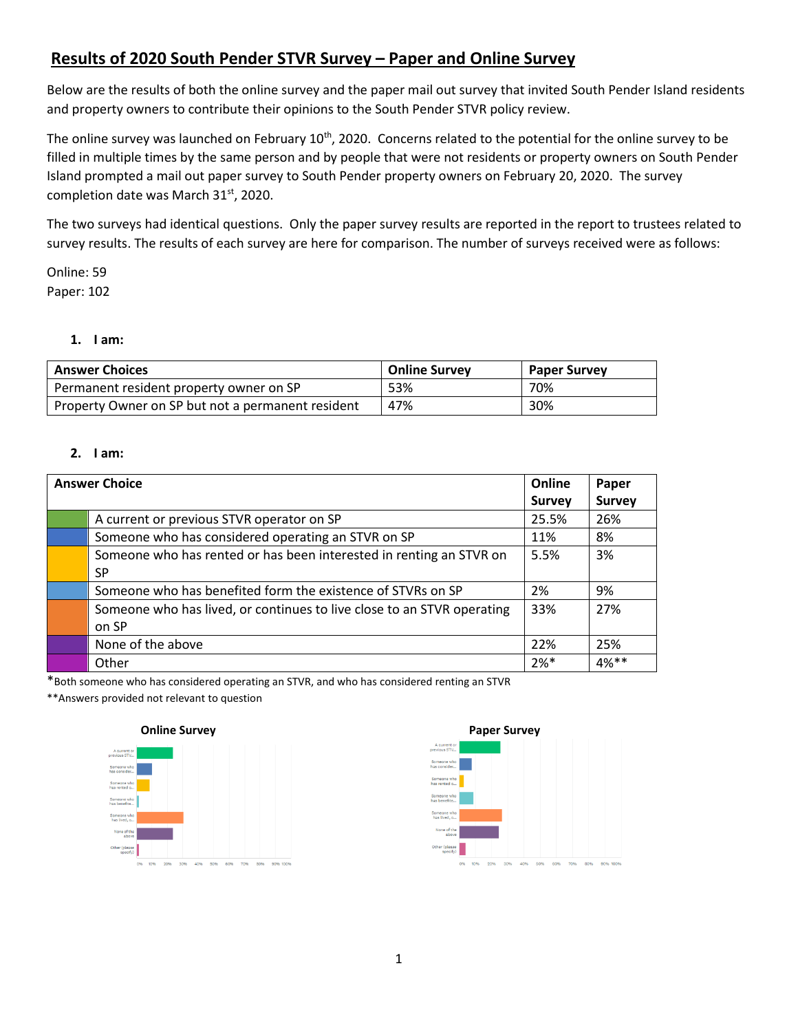# Results of 2020 South Pender STVR Survey – Paper and Online Survey

Below are the results of both the online survey and the paper mail out survey that invited South Pender Island residents and property owners to contribute their opinions to the South Pender STVR policy review.

The online survey was launched on February 10th, 2020. Concerns related to the potential for the online survey to be filled in multiple times by the same person and by people that were not residents or property owners on South Pender Island prompted a mail out paper survey to South Pender property owners on February 20, 2020. The survey completion date was March 31st, 2020.

The two surveys had identical questions. Only the paper survey results are reported in the report to trustees related to survey results. The results of each survey are here for comparison. The number of surveys received were as follows:

Online: 59
Paper: 102

1. **I am:**

| Answer Choices | Online Survey | Paper Survey |
|---|---|---|
| Permanent resident property owner on SP | 53% | 70% |
| Property Owner on SP but not a permanent resident | 47% | 30% |

2. **I am:**

| Answer Choice | Online Survey | Paper Survey |
|---|---|---|
| A current or previous STVR operator on SP | 25.5% | 26% |
| Someone who has considered operating an STVR on SP | 11% | 8% |
| Someone who has rented or has been interested in renting an STVR on SP | 5.5% | 3% |
| Someone who has benefited form the existence of STVRs on SP | 2% | 9% |
| Someone who has lived, or continues to live close to an STVR operating on SP | 33% | 27% |
| None of the above | 22% | 25% |
| Other | 2%* | 4%** |

*Both someone who has considered operating an STVR, and who has considered renting an STVR

**Answers provided not relevant to question

**Online Survey**

**Paper Survey**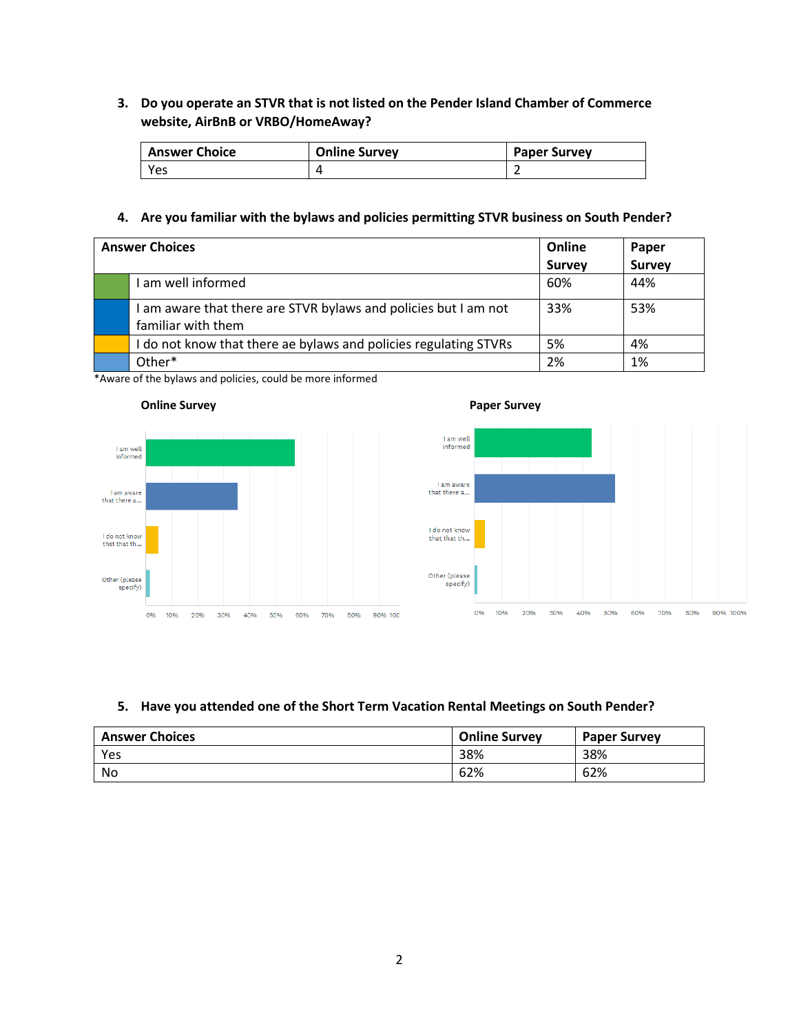3. **Do you operate an STVR that is not listed on the Pender Island Chamber of Commerce website, AirBnB or VRBO/HomeAway?**

| Answer Choice | Online Survey | Paper Survey |
|---|---|---|
| Yes | 4 | 2 |

4. **Are you familiar with the bylaws and policies permitting STVR business on South Pender?**

| Answer Choices | Online Survey | Paper Survey |
|---|---|---|
| I am well informed | 60% | 44% |
| I am aware that there are STVR bylaws and policies but I am not familiar with them | 33% | 53% |
| I do not know that there ae bylaws and policies regulating STVRs | 5% | 4% |
| Other* | 2% | 1% |

*Aware of the bylaws and policies, could be more informed

**Online Survey**

**Paper Survey**

5. **Have you attended one of the Short Term Vacation Rental Meetings on South Pender?**

| Answer Choices | Online Survey | Paper Survey |
|---|---|---|
| Yes | 38% | 38% |
| No | 62% | 62% |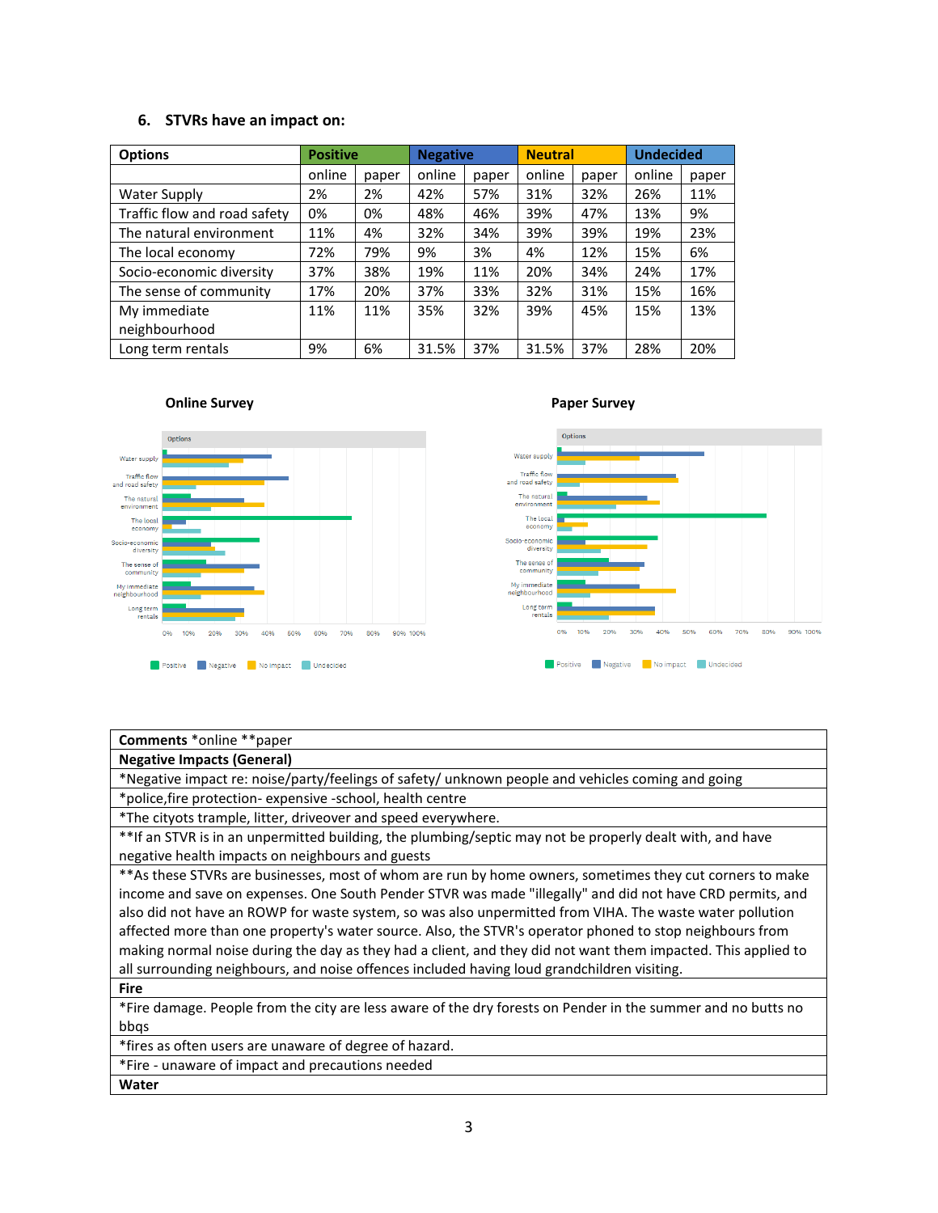### 6. STVRs have an impact on:

| Options | Positive | | Negative | | Neutral | | Undecided | |
|---|---|---|---|---|---|---|---|---|
| | online | paper | online | paper | online | paper | online | paper |
| Water Supply | 2% | 2% | 42% | 57% | 31% | 32% | 26% | 11% |
| Traffic flow and road safety | 0% | 0% | 48% | 46% | 39% | 47% | 13% | 9% |
| The natural environment | 11% | 4% | 32% | 34% | 39% | 39% | 19% | 23% |
| The local economy | 72% | 79% | 9% | 3% | 4% | 12% | 15% | 6% |
| Socio-economic diversity | 37% | 38% | 19% | 11% | 20% | 34% | 24% | 17% |
| The sense of community | 17% | 20% | 37% | 33% | 32% | 31% | 15% | 16% |
| My immediate neighbourhood | 11% | 11% | 35% | 32% | 39% | 45% | 15% | 13% |
| Long term rentals | 9% | 6% | 31.5% | 37% | 31.5% | 37% | 28% | 20% |

**Online Survey**

**Paper Survey**

| **Comments** *online **paper |
|---|
| **Negative Impacts (General)** |
| *Negative impact re: noise/party/feelings of safety/ unknown people and vehicles coming and going |
| *police,fire protection- expensive -school, health centre |
| *The cityots trample, litter, driveover and speed everywhere. |
| **If an STVR is in an unpermitted building, the plumbing/septic may not be properly dealt with, and have negative health impacts on neighbours and guests |
| **As these STVRs are businesses, most of whom are run by home owners, sometimes they cut corners to make income and save on expenses. One South Pender STVR was made "illegally" and did not have CRD permits, and also did not have an ROWP for water system, so was also unpermitted from VIHA. The waste water pollution affected more than one property's water source. Also, the STVR's operator phoned to stop neighbours from making normal noise during the day as they had a client, and they did not want them impacted. This applied to all surrounding neighbours, and noise offences included having loud grandchildren visiting. |
| **Fire** |
| *Fire damage. People from the city are less aware of the dry forests on Pender in the summer and no butts no bbqs |
| *fires as often users are unaware of degree of hazard. |
| *Fire - unaware of impact and precautions needed |
| **Water** |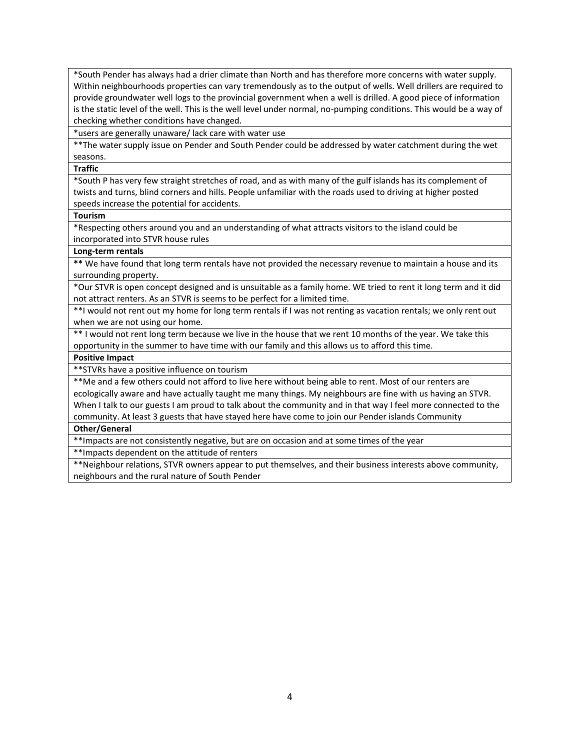| |
|---|
| *South Pender has always had a drier climate than North and has therefore more concerns with water supply. Within neighbourhoods properties can vary tremendously as to the output of wells. Well drillers are required to provide groundwater well logs to the provincial government when a well is drilled. A good piece of information is the static level of the well. This is the well level under normal, no-pumping conditions. This would be a way of checking whether conditions have changed. |
| *users are generally unaware/ lack care with water use |
| **The water supply issue on Pender and South Pender could be addressed by water catchment during the wet seasons. |
| **Traffic** |
| *South P has very few straight stretches of road, and as with many of the gulf islands has its complement of twists and turns, blind corners and hills. People unfamiliar with the roads used to driving at higher posted speeds increase the potential for accidents. |
| **Tourism** |
| *Respecting others around you and an understanding of what attracts visitors to the island could be incorporated into STVR house rules |
| **Long-term rentals** |
| **\*\*** We have found that long term rentals have not provided the necessary revenue to maintain a house and its surrounding property. |
| *Our STVR is open concept designed and is unsuitable as a family home. WE tried to rent it long term and it did not attract renters. As an STVR is seems to be perfect for a limited time. |
| **I would not rent out my home for long term rentals if I was not renting as vacation rentals; we only rent out when we are not using our home. |
| ** I would not rent long term because we live in the house that we rent 10 months of the year. We take this opportunity in the summer to have time with our family and this allows us to afford this time. |
| **Positive Impact** |
| **STVRs have a positive influence on tourism |
| **Me and a few others could not afford to live here without being able to rent. Most of our renters are ecologically aware and have actually taught me many things. My neighbours are fine with us having an STVR. When I talk to our guests I am proud to talk about the community and in that way I feel more connected to the community. At least 3 guests that have stayed here have come to join our Pender islands Community |
| **Other/General** |
| **Impacts are not consistently negative, but are on occasion and at some times of the year |
| **Impacts dependent on the attitude of renters |
| **Neighbour relations, STVR owners appear to put themselves, and their business interests above community, neighbours and the rural nature of South Pender |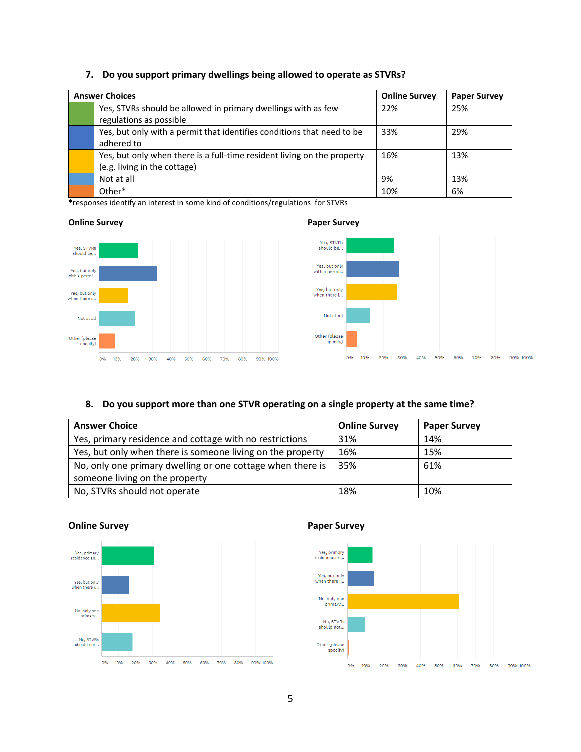## 7. Do you support primary dwellings being allowed to operate as STVRs?

| | Answer Choices | Online Survey | Paper Survey |
|---|---|---|---|
| | Yes, STVRs should be allowed in primary dwellings with as few regulations as possible | 22% | 25% |
| | Yes, but only with a permit that identifies conditions that need to be adhered to | 33% | 29% |
| | Yes, but only when there is a full-time resident living on the property (e.g. living in the cottage) | 16% | 13% |
| | Not at all | 9% | 13% |
| | Other* | 10% | 6% |

*responses identify an interest in some kind of conditions/regulations for STVRs

**Online Survey**

**Paper Survey**

## 8. Do you support more than one STVR operating on a single property at the same time?

| Answer Choice | Online Survey | Paper Survey |
|---|---|---|
| Yes, primary residence and cottage with no restrictions | 31% | 14% |
| Yes, but only when there is someone living on the property | 16% | 15% |
| No, only one primary dwelling or one cottage when there is someone living on the property | 35% | 61% |
| No, STVRs should not operate | 18% | 10% |

**Online Survey**

**Paper Survey**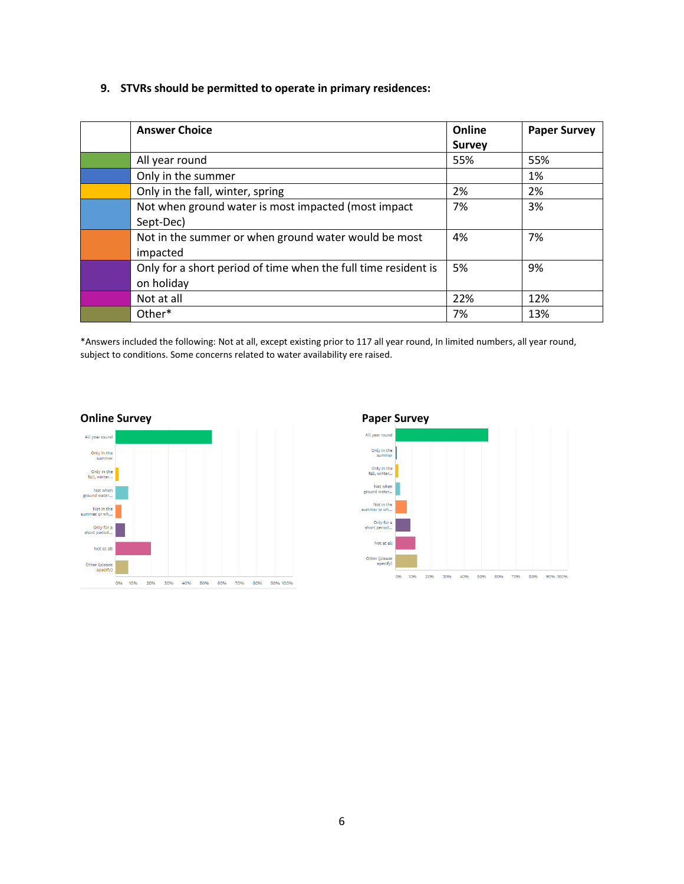### 9. STVRs should be permitted to operate in primary residences:

| | Answer Choice | Online Survey | Paper Survey |
|---|---|---|---|
| | All year round | 55% | 55% |
| | Only in the summer | | 1% |
| | Only in the fall, winter, spring | 2% | 2% |
| | Not when ground water is most impacted (most impact Sept-Dec) | 7% | 3% |
| | Not in the summer or when ground water would be most impacted | 4% | 7% |
| | Only for a short period of time when the full time resident is on holiday | 5% | 9% |
| | Not at all | 22% | 12% |
| | Other* | 7% | 13% |

*Answers included the following: Not at all, except existing prior to 117 all year round, In limited numbers, all year round, subject to conditions. Some concerns related to water availability ere raised.

**Online Survey**

**Paper Survey**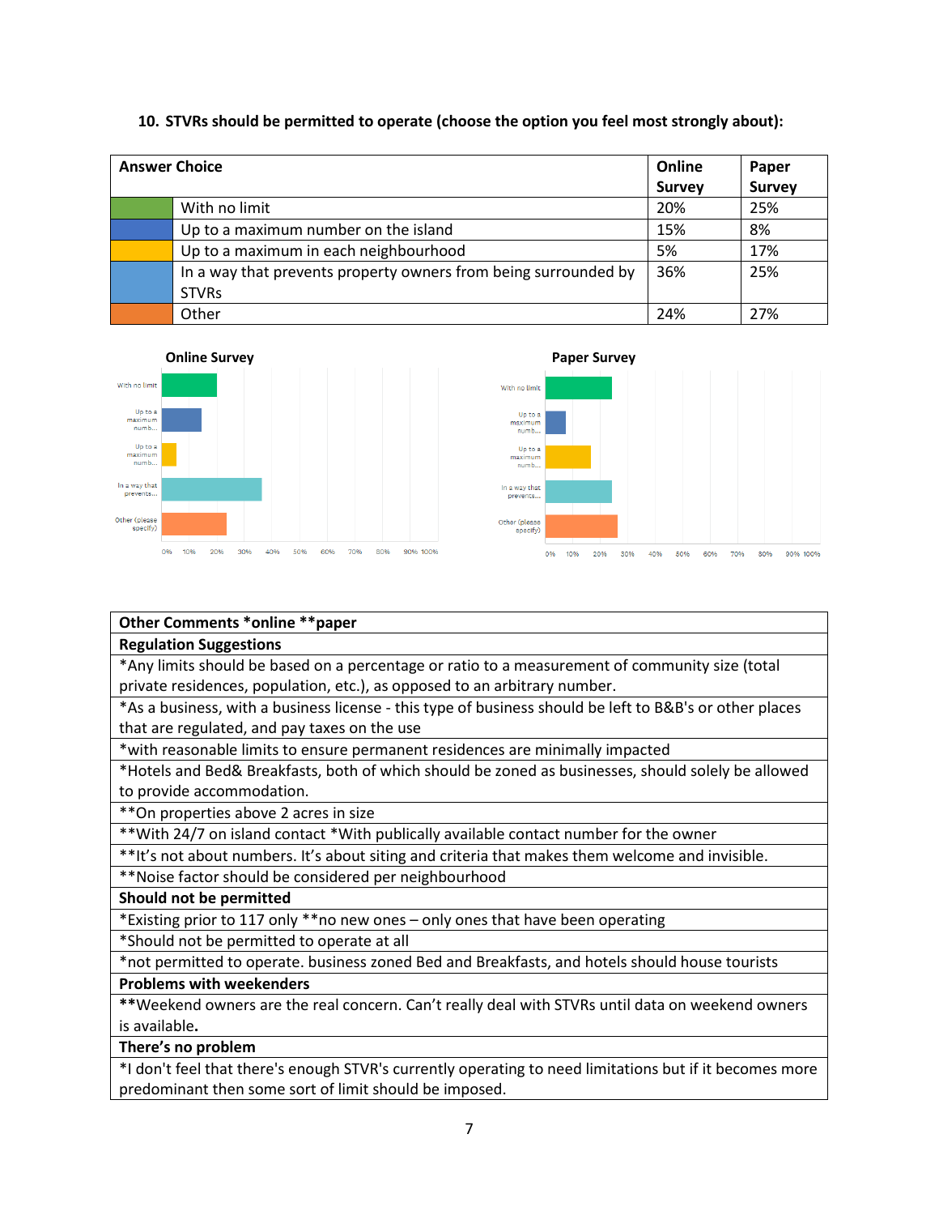**10. STVRs should be permitted to operate (choose the option you feel most strongly about):**

| Answer Choice | | Online Survey | Paper Survey |
|---|---|---|---|
| | With no limit | 20% | 25% |
| | Up to a maximum number on the island | 15% | 8% |
| | Up to a maximum in each neighbourhood | 5% | 17% |
| | In a way that prevents property owners from being surrounded by STVRs | 36% | 25% |
| | Other | 24% | 27% |

**Online Survey**

**Paper Survey**

| Other Comments *online **paper |
|---|
| **Regulation Suggestions** |
| *Any limits should be based on a percentage or ratio to a measurement of community size (total private residences, population, etc.), as opposed to an arbitrary number. |
| *As a business, with a business license - this type of business should be left to B&B's or other places that are regulated, and pay taxes on the use |
| *with reasonable limits to ensure permanent residences are minimally impacted |
| *Hotels and Bed& Breakfasts, both of which should be zoned as businesses, should solely be allowed to provide accommodation. |
| **On properties above 2 acres in size |
| **With 24/7 on island contact *With publically available contact number for the owner |
| **It's not about numbers. It's about siting and criteria that makes them welcome and invisible. |
| **Noise factor should be considered per neighbourhood |
| **Should not be permitted** |
| *Existing prior to 117 only **no new ones – only ones that have been operating |
| *Should not be permitted to operate at all |
| *not permitted to operate. business zoned Bed and Breakfasts, and hotels should house tourists |
| **Problems with weekenders** |
| **Weekend owners are the real concern. Can't really deal with STVRs until data on weekend owners is available. |
| **There's no problem** |
| *I don't feel that there's enough STVR's currently operating to need limitations but if it becomes more predominant then some sort of limit should be imposed. |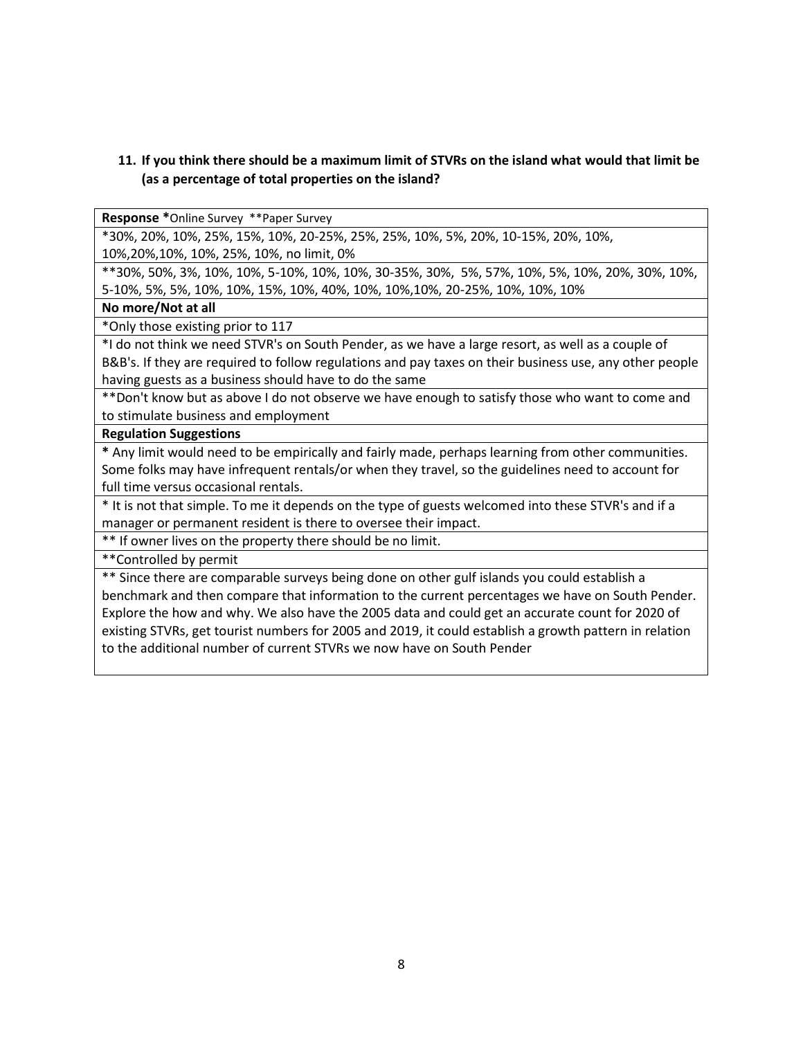**11. If you think there should be a maximum limit of STVRs on the island what would that limit be (as a percentage of total properties on the island?**

| **Response** *Online Survey **Paper Survey |
|---|
| *30%, 20%, 10%, 25%, 15%, 10%, 20-25%, 25%, 25%, 10%, 5%, 20%, 10-15%, 20%, 10%, 10%,20%,10%, 10%, 25%, 10%, no limit, 0% |
| **30%, 50%, 3%, 10%, 10%, 5-10%, 10%, 10%, 30-35%, 30%, 5%, 57%, 10%, 5%, 10%, 20%, 30%, 10%, 5-10%, 5%, 5%, 10%, 10%, 15%, 10%, 40%, 10%, 10%,10%, 20-25%, 10%, 10%, 10% |
| **No more/Not at all** |
| *Only those existing prior to 117 |
| *I do not think we need STVR's on South Pender, as we have a large resort, as well as a couple of B&B's. If they are required to follow regulations and pay taxes on their business use, any other people having guests as a business should have to do the same |
| **Don't know but as above I do not observe we have enough to satisfy those who want to come and to stimulate business and employment |
| **Regulation Suggestions** |
| * Any limit would need to be empirically and fairly made, perhaps learning from other communities. Some folks may have infrequent rentals/or when they travel, so the guidelines need to account for full time versus occasional rentals. |
| * It is not that simple. To me it depends on the type of guests welcomed into these STVR's and if a manager or permanent resident is there to oversee their impact. |
| ** If owner lives on the property there should be no limit. |
| **Controlled by permit |
| ** Since there are comparable surveys being done on other gulf islands you could establish a benchmark and then compare that information to the current percentages we have on South Pender. Explore the how and why. We also have the 2005 data and could get an accurate count for 2020 of existing STVRs, get tourist numbers for 2005 and 2019, it could establish a growth pattern in relation to the additional number of current STVRs we now have on South Pender |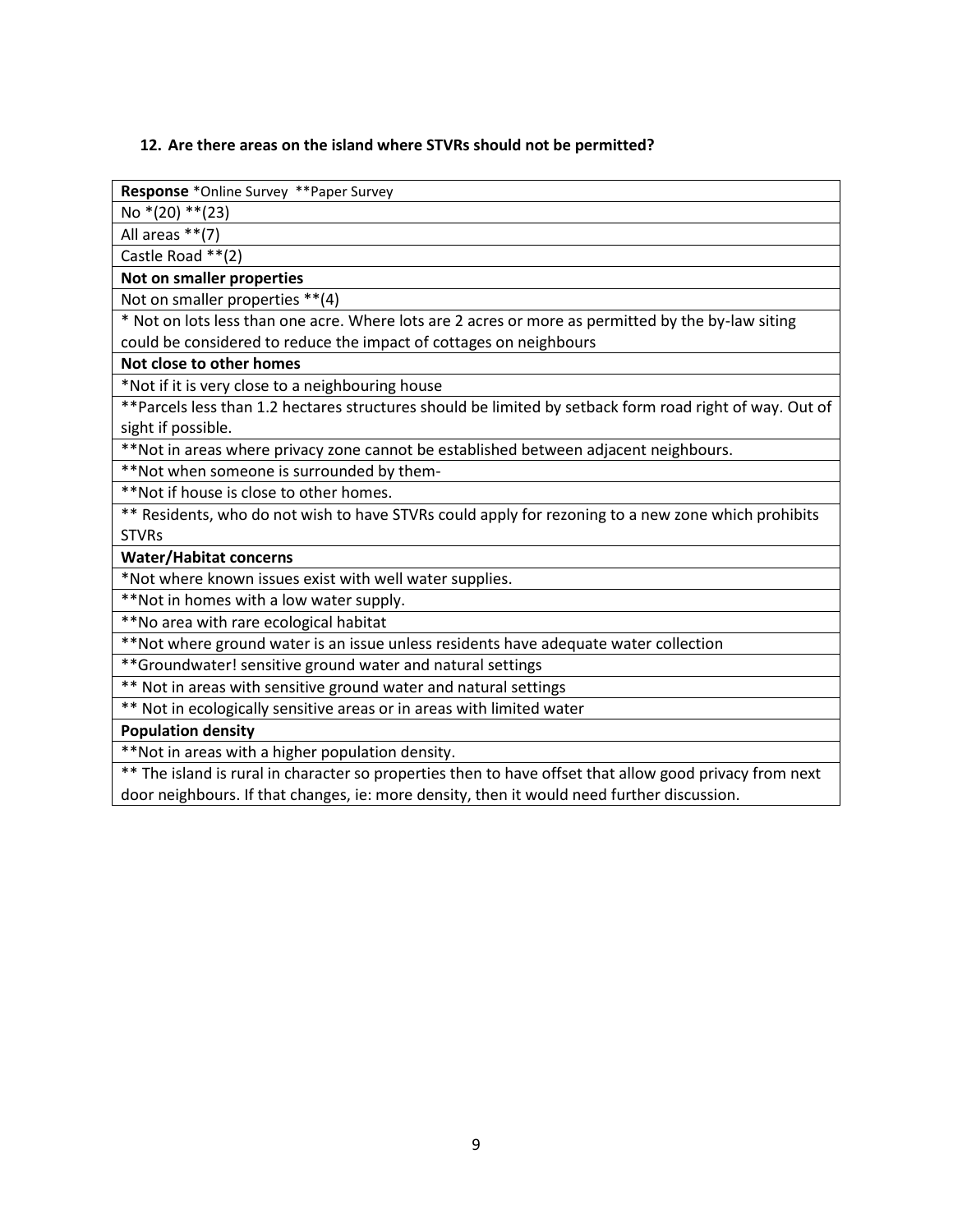### 12. Are there areas on the island where STVRs should not be permitted?

| **Response** *Online Survey **Paper Survey |
|---|
| No *(20) **(23) |
| All areas **(7) |
| Castle Road **(2) |
| **Not on smaller properties** |
| Not on smaller properties **(4) |
| * Not on lots less than one acre. Where lots are 2 acres or more as permitted by the by-law siting could be considered to reduce the impact of cottages on neighbours |
| **Not close to other homes** |
| *Not if it is very close to a neighbouring house |
| **Parcels less than 1.2 hectares structures should be limited by setback form road right of way. Out of sight if possible. |
| **Not in areas where privacy zone cannot be established between adjacent neighbours. |
| **Not when someone is surrounded by them- |
| **Not if house is close to other homes. |
| ** Residents, who do not wish to have STVRs could apply for rezoning to a new zone which prohibits STVRs |
| **Water/Habitat concerns** |
| *Not where known issues exist with well water supplies. |
| **Not in homes with a low water supply. |
| **No area with rare ecological habitat |
| **Not where ground water is an issue unless residents have adequate water collection |
| **Groundwater! sensitive ground water and natural settings |
| ** Not in areas with sensitive ground water and natural settings |
| ** Not in ecologically sensitive areas or in areas with limited water |
| **Population density** |
| **Not in areas with a higher population density. |
| ** The island is rural in character so properties then to have offset that allow good privacy from next door neighbours. If that changes, ie: more density, then it would need further discussion. |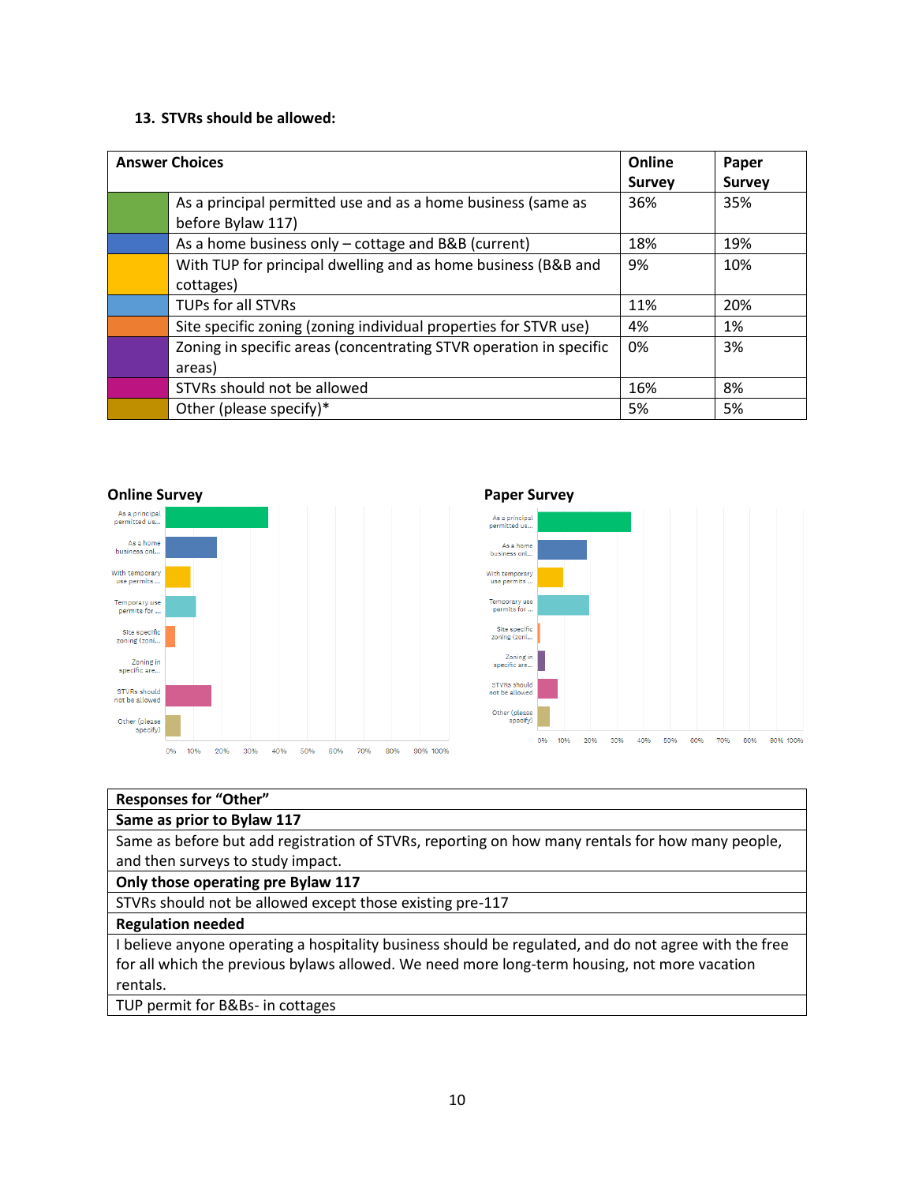**13. STVRs should be allowed:**

| Answer Choices | | Online Survey | Paper Survey |
|---|---|---|---|
| | As a principal permitted use and as a home business (same as before Bylaw 117) | 36% | 35% |
| | As a home business only – cottage and B&B (current) | 18% | 19% |
| | With TUP for principal dwelling and as home business (B&B and cottages) | 9% | 10% |
| | TUPs for all STVRs | 11% | 20% |
| | Site specific zoning (zoning individual properties for STVR use) | 4% | 1% |
| | Zoning in specific areas (concentrating STVR operation in specific areas) | 0% | 3% |
| | STVRs should not be allowed | 16% | 8% |
| | Other (please specify)* | 5% | 5% |

**Online Survey**

**Paper Survey**

| Responses for "Other" |
|---|
| **Same as prior to Bylaw 117** |
| Same as before but add registration of STVRs, reporting on how many rentals for how many people, and then surveys to study impact. |
| **Only those operating pre Bylaw 117** |
| STVRs should not be allowed except those existing pre-117 |
| **Regulation needed** |
| I believe anyone operating a hospitality business should be regulated, and do not agree with the free for all which the previous bylaws allowed. We need more long-term housing, not more vacation rentals. |
| TUP permit for B&Bs- in cottages |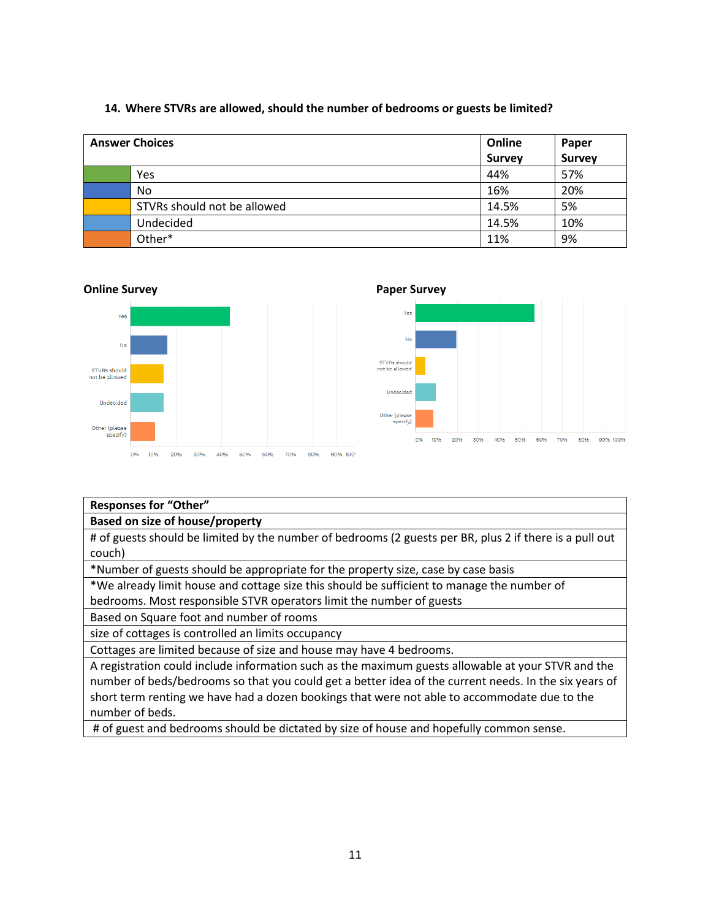**14. Where STVRs are allowed, should the number of bedrooms or guests be limited?**

| Answer Choices | | Online Survey | Paper Survey |
|---|---|---|---|
| | Yes | 44% | 57% |
| | No | 16% | 20% |
| | STVRs should not be allowed | 14.5% | 5% |
| | Undecided | 14.5% | 10% |
| | Other* | 11% | 9% |

**Online Survey**

**Paper Survey**

| Responses for "Other" |
|---|
| **Based on size of house/property** |
| # of guests should be limited by the number of bedrooms (2 guests per BR, plus 2 if there is a pull out couch) |
| *Number of guests should be appropriate for the property size, case by case basis |
| *We already limit house and cottage size this should be sufficient to manage the number of bedrooms. Most responsible STVR operators limit the number of guests |
| Based on Square foot and number of rooms |
| size of cottages is controlled an limits occupancy |
| Cottages are limited because of size and house may have 4 bedrooms. |
| A registration could include information such as the maximum guests allowable at your STVR and the number of beds/bedrooms so that you could get a better idea of the current needs. In the six years of short term renting we have had a dozen bookings that were not able to accommodate due to the number of beds. |
| # of guest and bedrooms should be dictated by size of house and hopefully common sense. |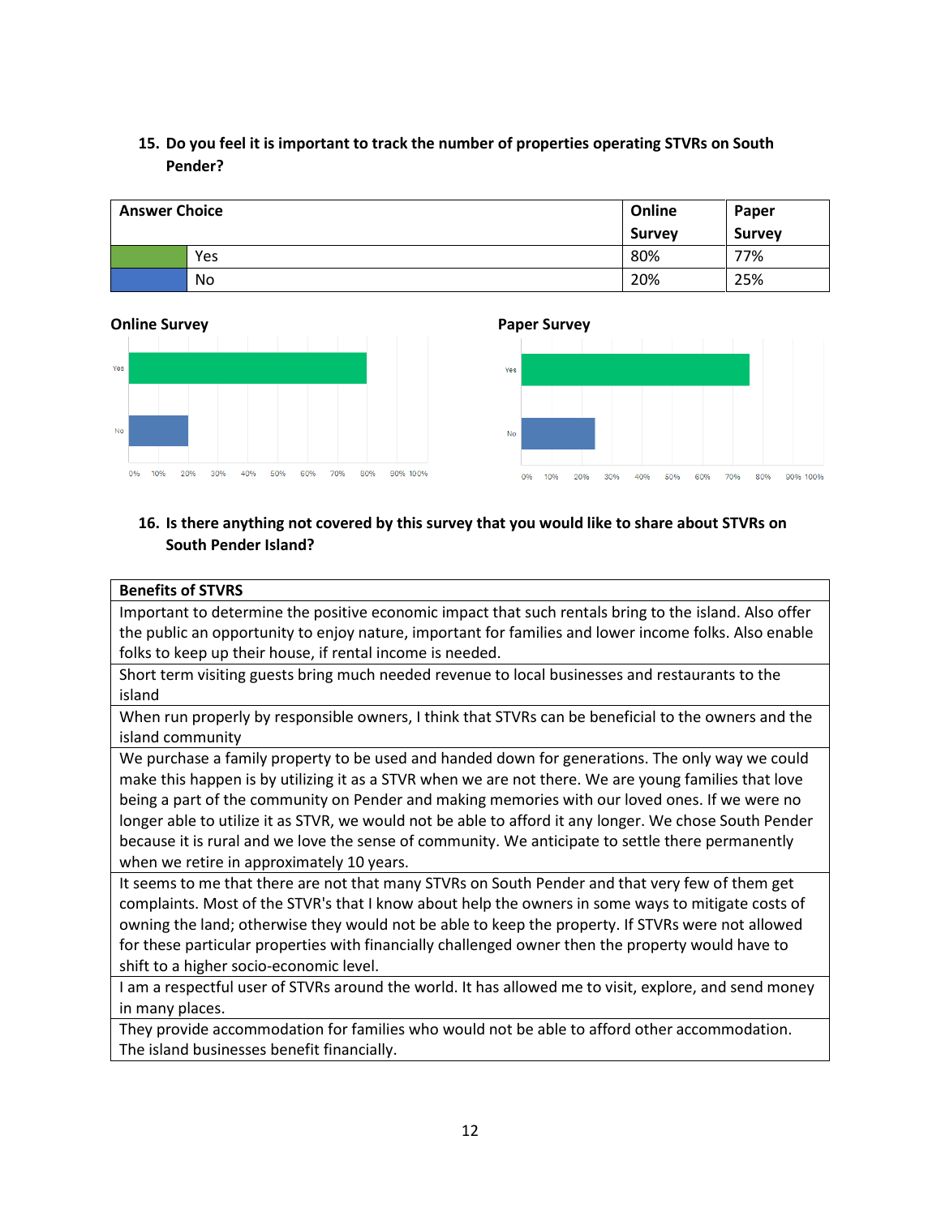**15. Do you feel it is important to track the number of properties operating STVRs on South Pender?**

| Answer Choice | | Online Survey | Paper Survey |
|---|---|---|---|
| | Yes | 80% | 77% |
| | No | 20% | 25% |

**Online Survey**

**Paper Survey**

**16. Is there anything not covered by this survey that you would like to share about STVRs on South Pender Island?**

| Benefits of STVRS |
|---|
| Important to determine the positive economic impact that such rentals bring to the island. Also offer the public an opportunity to enjoy nature, important for families and lower income folks. Also enable folks to keep up their house, if rental income is needed. |
| Short term visiting guests bring much needed revenue to local businesses and restaurants to the island |
| When run properly by responsible owners, I think that STVRs can be beneficial to the owners and the island community |
| We purchase a family property to be used and handed down for generations. The only way we could make this happen is by utilizing it as a STVR when we are not there. We are young families that love being a part of the community on Pender and making memories with our loved ones. If we were no longer able to utilize it as STVR, we would not be able to afford it any longer. We chose South Pender because it is rural and we love the sense of community. We anticipate to settle there permanently when we retire in approximately 10 years. |
| It seems to me that there are not that many STVRs on South Pender and that very few of them get complaints. Most of the STVR's that I know about help the owners in some ways to mitigate costs of owning the land; otherwise they would not be able to keep the property. If STVRs were not allowed for these particular properties with financially challenged owner then the property would have to shift to a higher socio-economic level. |
| I am a respectful user of STVRs around the world. It has allowed me to visit, explore, and send money in many places. |
| They provide accommodation for families who would not be able to afford other accommodation. The island businesses benefit financially. |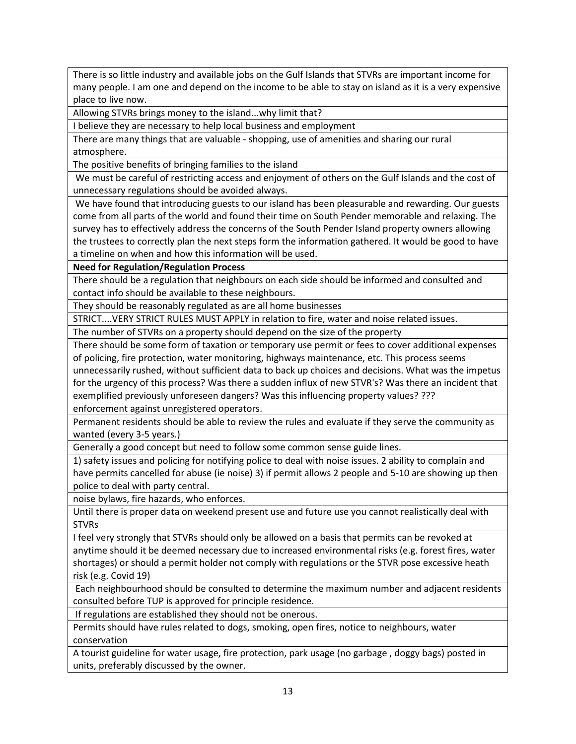| |
|---|
| There is so little industry and available jobs on the Gulf Islands that STVRs are important income for many people. I am one and depend on the income to be able to stay on island as it is a very expensive place to live now. |
| Allowing STVRs brings money to the island...why limit that? |
| I believe they are necessary to help local business and employment |
| There are many things that are valuable - shopping, use of amenities and sharing our rural atmosphere. |
| The positive benefits of bringing families to the island |
| We must be careful of restricting access and enjoyment of others on the Gulf Islands and the cost of unnecessary regulations should be avoided always. |
| We have found that introducing guests to our island has been pleasurable and rewarding. Our guests come from all parts of the world and found their time on South Pender memorable and relaxing. The survey has to effectively address the concerns of the South Pender Island property owners allowing the trustees to correctly plan the next steps form the information gathered. It would be good to have a timeline on when and how this information will be used. |
| **Need for Regulation/Regulation Process** |
| There should be a regulation that neighbours on each side should be informed and consulted and contact info should be available to these neighbours. |
| They should be reasonably regulated as are all home businesses |
| STRICT....VERY STRICT RULES MUST APPLY in relation to fire, water and noise related issues. |
| The number of STVRs on a property should depend on the size of the property |
| There should be some form of taxation or temporary use permit or fees to cover additional expenses of policing, fire protection, water monitoring, highways maintenance, etc. This process seems unnecessarily rushed, without sufficient data to back up choices and decisions. What was the impetus for the urgency of this process? Was there a sudden influx of new STVR's? Was there an incident that exemplified previously unforeseen dangers? Was this influencing property values? ??? |
| enforcement against unregistered operators. |
| Permanent residents should be able to review the rules and evaluate if they serve the community as wanted (every 3-5 years.) |
| Generally a good concept but need to follow some common sense guide lines. |
| 1) safety issues and policing for notifying police to deal with noise issues. 2 ability to complain and have permits cancelled for abuse (ie noise) 3) if permit allows 2 people and 5-10 are showing up then police to deal with party central. |
| noise bylaws, fire hazards, who enforces. |
| Until there is proper data on weekend present use and future use you cannot realistically deal with STVRs |
| I feel very strongly that STVRs should only be allowed on a basis that permits can be revoked at anytime should it be deemed necessary due to increased environmental risks (e.g. forest fires, water shortages) or should a permit holder not comply with regulations or the STVR pose excessive heath risk (e.g. Covid 19) |
| Each neighbourhood should be consulted to determine the maximum number and adjacent residents consulted before TUP is approved for principle residence. |
| If regulations are established they should not be onerous. |
| Permits should have rules related to dogs, smoking, open fires, notice to neighbours, water conservation |
| A tourist guideline for water usage, fire protection, park usage (no garbage , doggy bags) posted in units, preferably discussed by the owner. |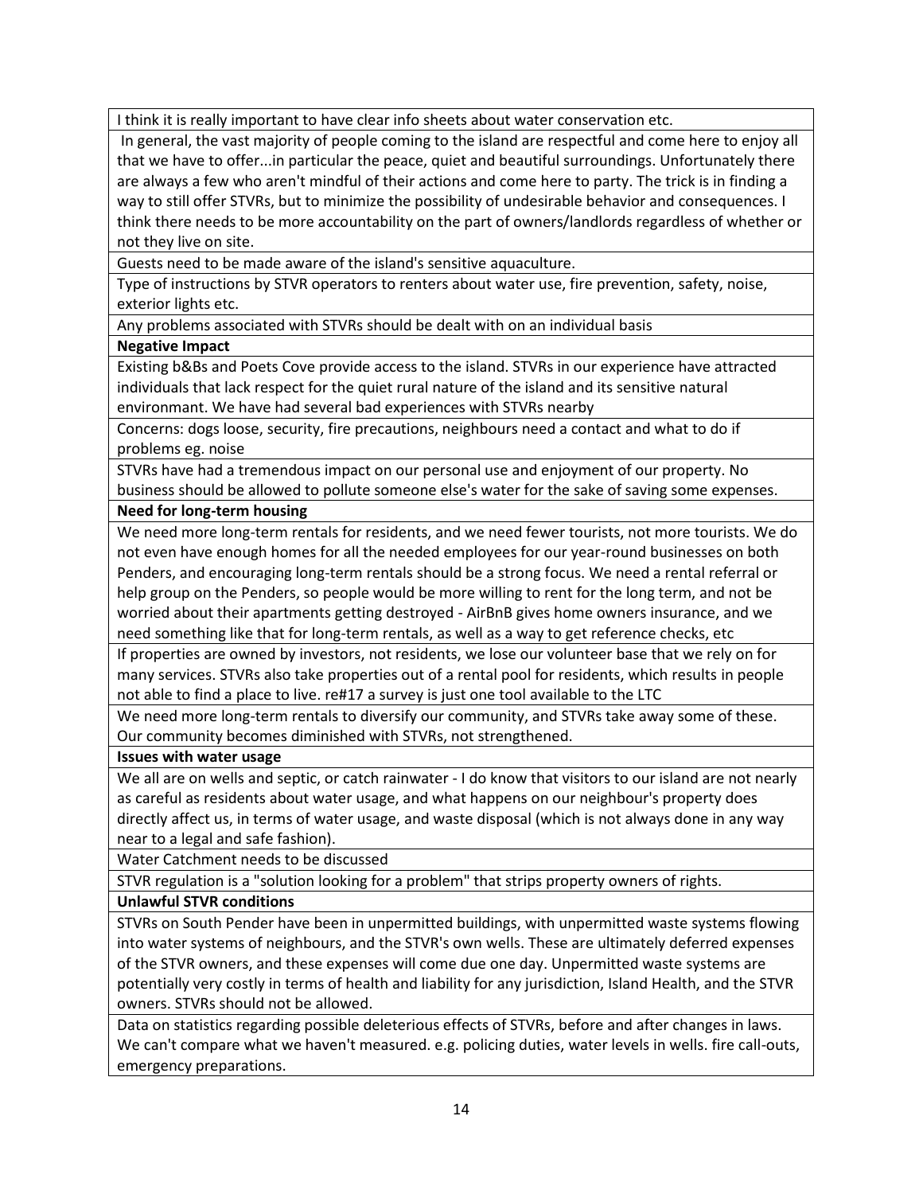| I think it is really important to have clear info sheets about water conservation etc. |
|---|
| In general, the vast majority of people coming to the island are respectful and come here to enjoy all that we have to offer...in particular the peace, quiet and beautiful surroundings. Unfortunately there are always a few who aren't mindful of their actions and come here to party. The trick is in finding a way to still offer STVRs, but to minimize the possibility of undesirable behavior and consequences. I think there needs to be more accountability on the part of owners/landlords regardless of whether or not they live on site. |
| Guests need to be made aware of the island's sensitive aquaculture. |
| Type of instructions by STVR operators to renters about water use, fire prevention, safety, noise, exterior lights etc. |
| Any problems associated with STVRs should be dealt with on an individual basis |
| **Negative Impact** |
| Existing b&Bs and Poets Cove provide access to the island. STVRs in our experience have attracted individuals that lack respect for the quiet rural nature of the island and its sensitive natural environmant. We have had several bad experiences with STVRs nearby |
| Concerns: dogs loose, security, fire precautions, neighbours need a contact and what to do if problems eg. noise |
| STVRs have had a tremendous impact on our personal use and enjoyment of our property. No business should be allowed to pollute someone else's water for the sake of saving some expenses. |
| **Need for long-term housing** |
| We need more long-term rentals for residents, and we need fewer tourists, not more tourists. We do not even have enough homes for all the needed employees for our year-round businesses on both Penders, and encouraging long-term rentals should be a strong focus. We need a rental referral or help group on the Penders, so people would be more willing to rent for the long term, and not be worried about their apartments getting destroyed - AirBnB gives home owners insurance, and we need something like that for long-term rentals, as well as a way to get reference checks, etc |
| If properties are owned by investors, not residents, we lose our volunteer base that we rely on for many services. STVRs also take properties out of a rental pool for residents, which results in people not able to find a place to live. re#17 a survey is just one tool available to the LTC |
| We need more long-term rentals to diversify our community, and STVRs take away some of these. Our community becomes diminished with STVRs, not strengthened. |
| **Issues with water usage** |
| We all are on wells and septic, or catch rainwater - I do know that visitors to our island are not nearly as careful as residents about water usage, and what happens on our neighbour's property does directly affect us, in terms of water usage, and waste disposal (which is not always done in any way near to a legal and safe fashion). |
| Water Catchment needs to be discussed |
| STVR regulation is a "solution looking for a problem" that strips property owners of rights. |
| **Unlawful STVR conditions** |
| STVRs on South Pender have been in unpermitted buildings, with unpermitted waste systems flowing into water systems of neighbours, and the STVR's own wells. These are ultimately deferred expenses of the STVR owners, and these expenses will come due one day. Unpermitted waste systems are potentially very costly in terms of health and liability for any jurisdiction, Island Health, and the STVR owners. STVRs should not be allowed. |
| Data on statistics regarding possible deleterious effects of STVRs, before and after changes in laws. We can't compare what we haven't measured. e.g. policing duties, water levels in wells. fire call-outs, emergency preparations. |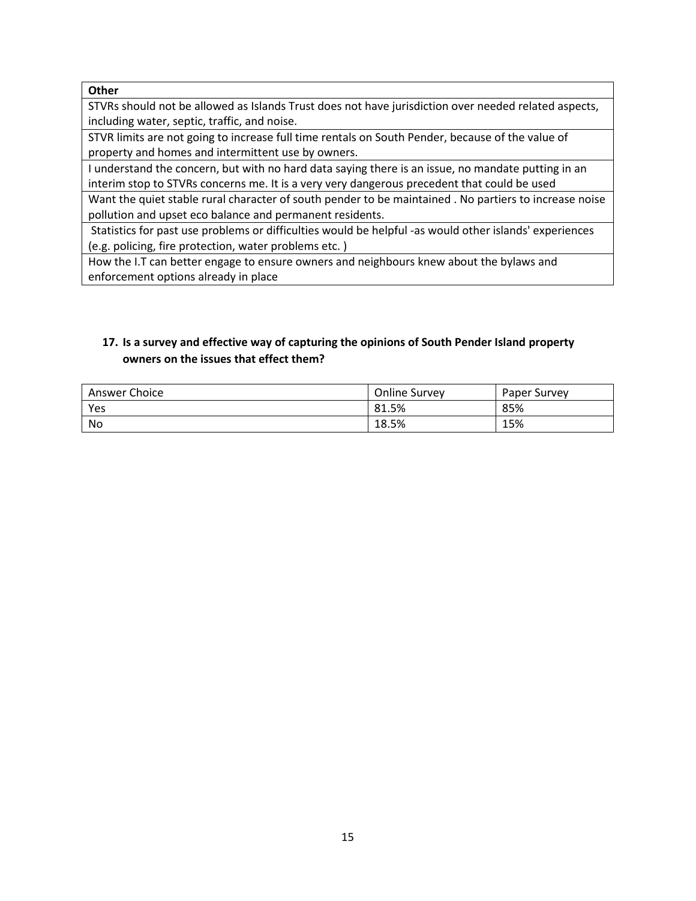| Other |
|---|
| STVRs should not be allowed as Islands Trust does not have jurisdiction over needed related aspects, including water, septic, traffic, and noise. |
| STVR limits are not going to increase full time rentals on South Pender, because of the value of property and homes and intermittent use by owners. |
| I understand the concern, but with no hard data saying there is an issue, no mandate putting in an interim stop to STVRs concerns me. It is a very very dangerous precedent that could be used |
| Want the quiet stable rural character of south pender to be maintained . No partiers to increase noise pollution and upset eco balance and permanent residents. |
| Statistics for past use problems or difficulties would be helpful -as would other islands' experiences (e.g. policing, fire protection, water problems etc. ) |
| How the I.T can better engage to ensure owners and neighbours knew about the bylaws and enforcement options already in place |

**17. Is a survey and effective way of capturing the opinions of South Pender Island property owners on the issues that effect them?**

| Answer Choice | Online Survey | Paper Survey |
|---|---|---|
| Yes | 81.5% | 85% |
| No | 18.5% | 15% |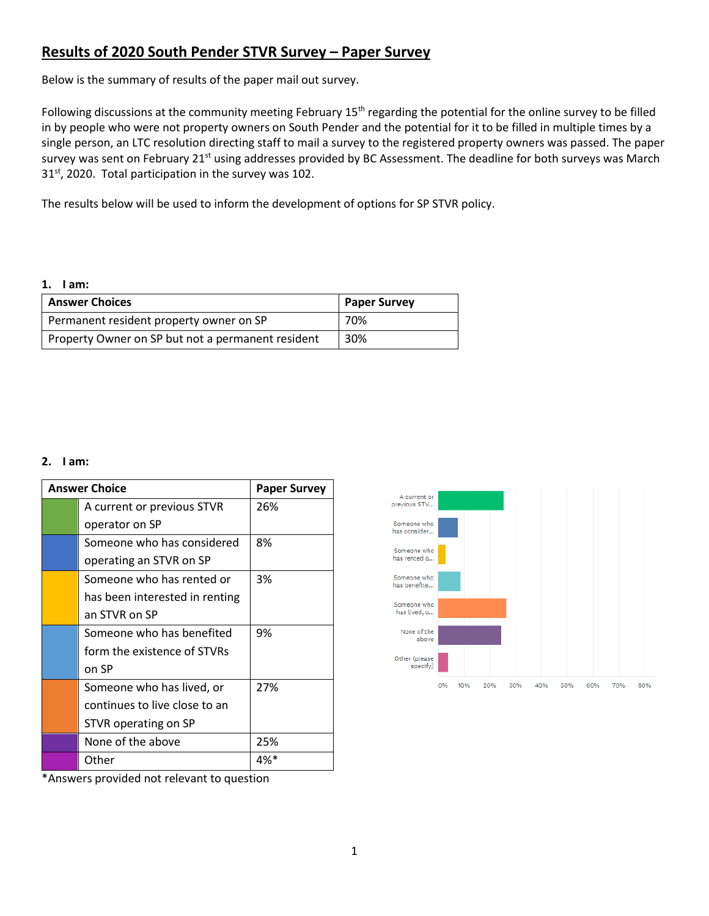# Results of 2020 South Pender STVR Survey – Paper Survey

Below is the summary of results of the paper mail out survey.

Following discussions at the community meeting February 15th regarding the potential for the online survey to be filled in by people who were not property owners on South Pender and the potential for it to be filled in multiple times by a single person, an LTC resolution directing staff to mail a survey to the registered property owners was passed. The paper survey was sent on February 21st using addresses provided by BC Assessment. The deadline for both surveys was March 31st, 2020. Total participation in the survey was 102.

The results below will be used to inform the development of options for SP STVR policy.

**1. I am:**

| Answer Choices | Paper Survey |
|---|---|
| Permanent resident property owner on SP | 70% |
| Property Owner on SP but not a permanent resident | 30% |

**2. I am:**

| Answer Choice | Paper Survey |
|---|---|
| A current or previous STVR operator on SP | 26% |
| Someone who has considered operating an STVR on SP | 8% |
| Someone who has rented or has been interested in renting an STVR on SP | 3% |
| Someone who has benefited form the existence of STVRs on SP | 9% |
| Someone who has lived, or continues to live close to an STVR operating on SP | 27% |
| None of the above | 25% |
| Other | 4%* |

*Answers provided not relevant to question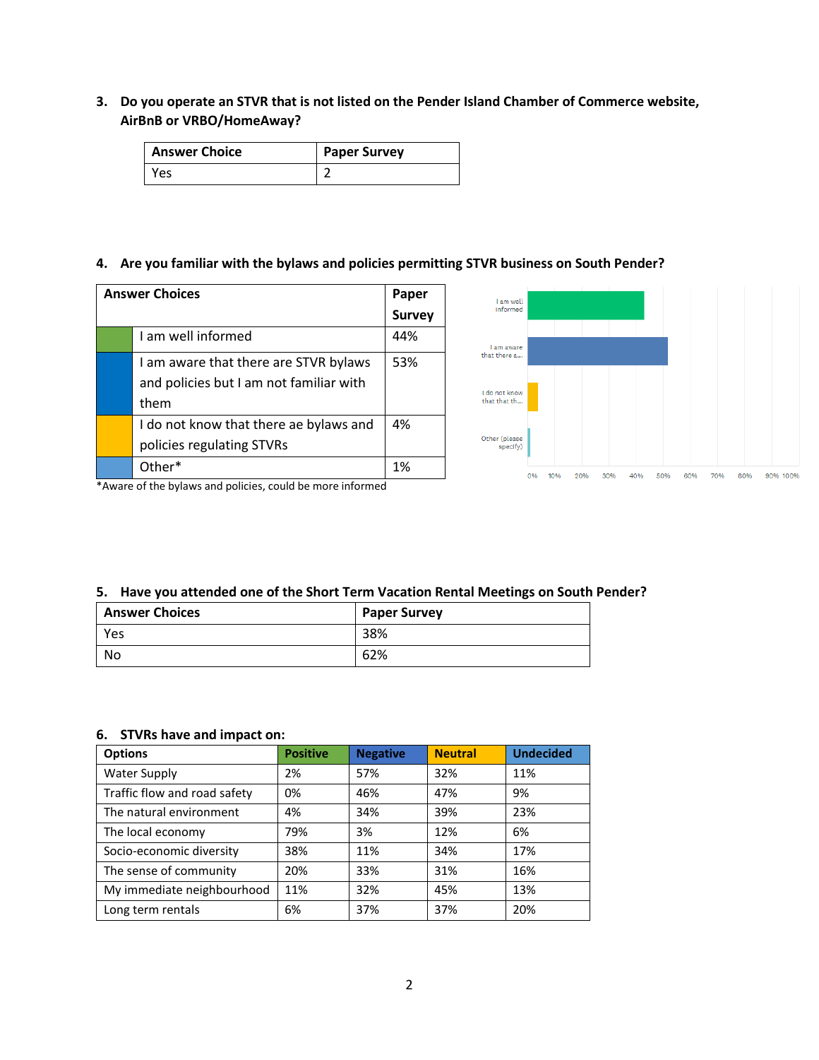**3. Do you operate an STVR that is not listed on the Pender Island Chamber of Commerce website, AirBnB or VRBO/HomeAway?**

| Answer Choice | Paper Survey |
|---|---|
| Yes | 2 |

**4. Are you familiar with the bylaws and policies permitting STVR business on South Pender?**

| | Answer Choices | Paper Survey |
|---|---|---|
| | I am well informed | 44% |
| | I am aware that there are STVR bylaws and policies but I am not familiar with them | 53% |
| | I do not know that there ae bylaws and policies regulating STVRs | 4% |
| | Other* | 1% |

*Aware of the bylaws and policies, could be more informed

**5. Have you attended one of the Short Term Vacation Rental Meetings on South Pender?**

| Answer Choices | Paper Survey |
|---|---|
| Yes | 38% |
| No | 62% |

**6. STVRs have and impact on:**

| Options | Positive | Negative | Neutral | Undecided |
|---|---|---|---|---|
| Water Supply | 2% | 57% | 32% | 11% |
| Traffic flow and road safety | 0% | 46% | 47% | 9% |
| The natural environment | 4% | 34% | 39% | 23% |
| The local economy | 79% | 3% | 12% | 6% |
| Socio-economic diversity | 38% | 11% | 34% | 17% |
| The sense of community | 20% | 33% | 31% | 16% |
| My immediate neighbourhood | 11% | 32% | 45% | 13% |
| Long term rentals | 6% | 37% | 37% | 20% |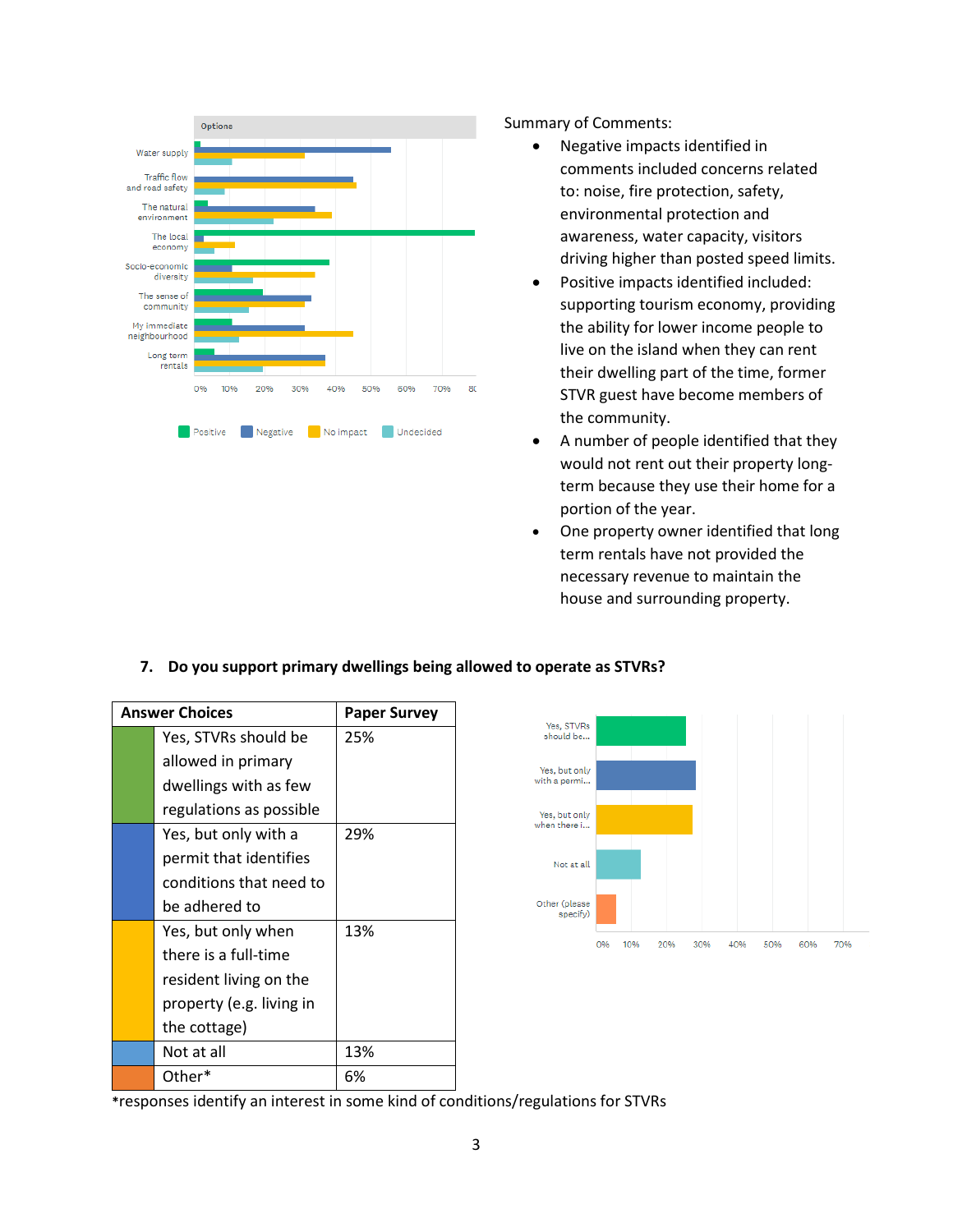Summary of Comments:

- Negative impacts identified in comments included concerns related to: noise, fire protection, safety, environmental protection and awareness, water capacity, visitors driving higher than posted speed limits.
- Positive impacts identified included: supporting tourism economy, providing the ability for lower income people to live on the island when they can rent their dwelling part of the time, former STVR guest have become members of the community.
- A number of people identified that they would not rent out their property long-term because they use their home for a portion of the year.
- One property owner identified that long term rentals have not provided the necessary revenue to maintain the house and surrounding property.

**7. Do you support primary dwellings being allowed to operate as STVRs?**

| Answer Choices | | Paper Survey |
|---|---|---|
| | Yes, STVRs should be allowed in primary dwellings with as few regulations as possible | 25% |
| | Yes, but only with a permit that identifies conditions that need to be adhered to | 29% |
| | Yes, but only when there is a full-time resident living on the property (e.g. living in the cottage) | 13% |
| | Not at all | 13% |
| | Other* | 6% |

*responses identify an interest in some kind of conditions/regulations for STVRs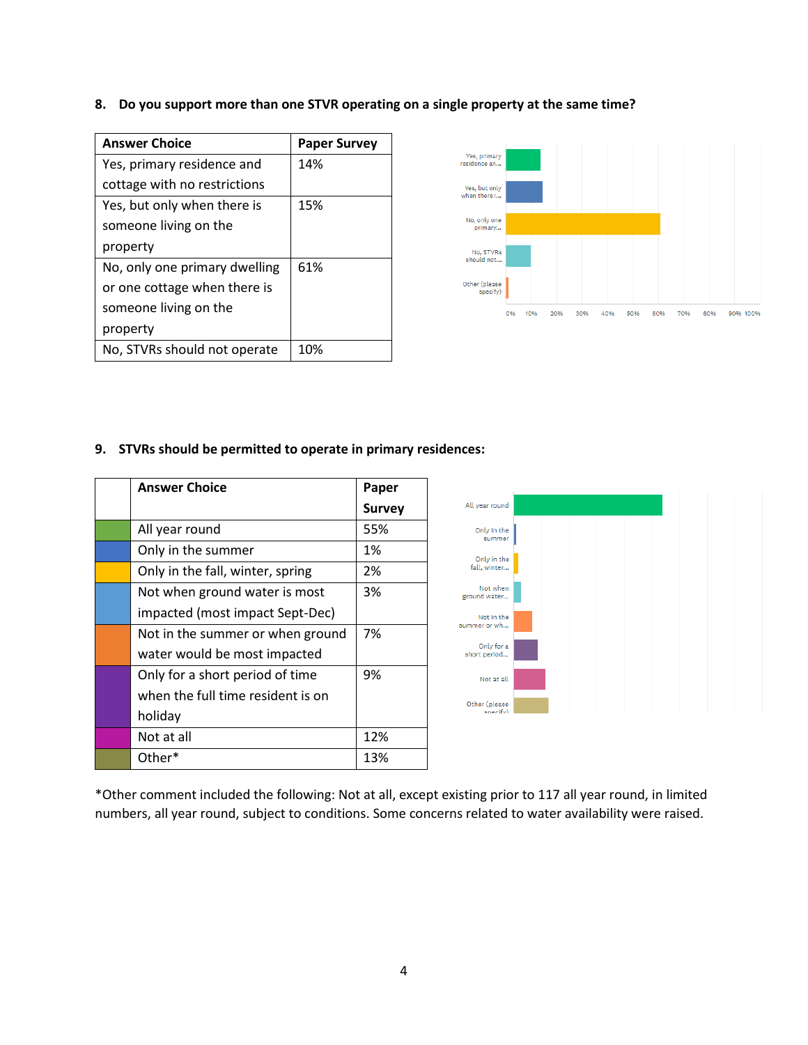**8. Do you support more than one STVR operating on a single property at the same time?**

| Answer Choice | Paper Survey |
|---|---|
| Yes, primary residence and cottage with no restrictions | 14% |
| Yes, but only when there is someone living on the property | 15% |
| No, only one primary dwelling or one cottage when there is someone living on the property | 61% |
| No, STVRs should not operate | 10% |

**9. STVRs should be permitted to operate in primary residences:**

| | Answer Choice | Paper Survey |
|---|---|---|
| | All year round | 55% |
| | Only in the summer | 1% |
| | Only in the fall, winter, spring | 2% |
| | Not when ground water is most impacted (most impact Sept-Dec) | 3% |
| | Not in the summer or when ground water would be most impacted | 7% |
| | Only for a short period of time when the full time resident is on holiday | 9% |
| | Not at all | 12% |
| | Other* | 13% |

*Other comment included the following: Not at all, except existing prior to 117 all year round, in limited numbers, all year round, subject to conditions. Some concerns related to water availability were raised.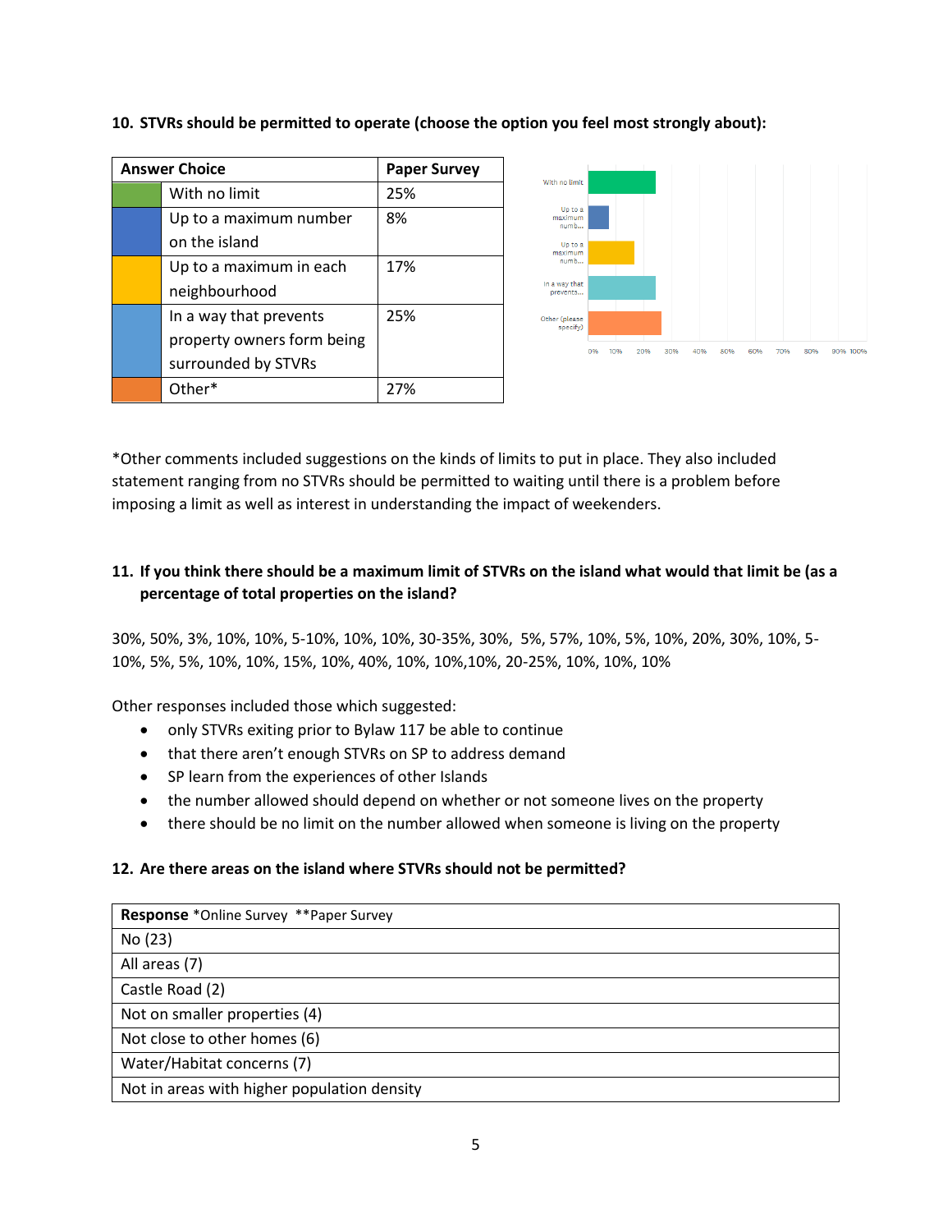**10. STVRs should be permitted to operate (choose the option you feel most strongly about):**

| Answer Choice | Paper Survey |
|---|---|
| With no limit | 25% |
| Up to a maximum number on the island | 8% |
| Up to a maximum in each neighbourhood | 17% |
| In a way that prevents property owners form being surrounded by STVRs | 25% |
| Other* | 27% |

*Other comments included suggestions on the kinds of limits to put in place. They also included statement ranging from no STVRs should be permitted to waiting until there is a problem before imposing a limit as well as interest in understanding the impact of weekenders.

**11. If you think there should be a maximum limit of STVRs on the island what would that limit be (as a percentage of total properties on the island?**

30%, 50%, 3%, 10%, 10%, 5-10%, 10%, 10%, 30-35%, 30%, 5%, 57%, 10%, 5%, 10%, 20%, 30%, 10%, 5-10%, 5%, 5%, 10%, 10%, 15%, 10%, 40%, 10%, 10%,10%, 20-25%, 10%, 10%, 10%

Other responses included those which suggested:

- only STVRs exiting prior to Bylaw 117 be able to continue
- that there aren't enough STVRs on SP to address demand
- SP learn from the experiences of other Islands
- the number allowed should depend on whether or not someone lives on the property
- there should be no limit on the number allowed when someone is living on the property

**12. Are there areas on the island where STVRs should not be permitted?**

| **Response** *Online Survey **Paper Survey |
|---|
| No (23) |
| All areas (7) |
| Castle Road (2) |
| Not on smaller properties (4) |
| Not close to other homes (6) |
| Water/Habitat concerns (7) |
| Not in areas with higher population density |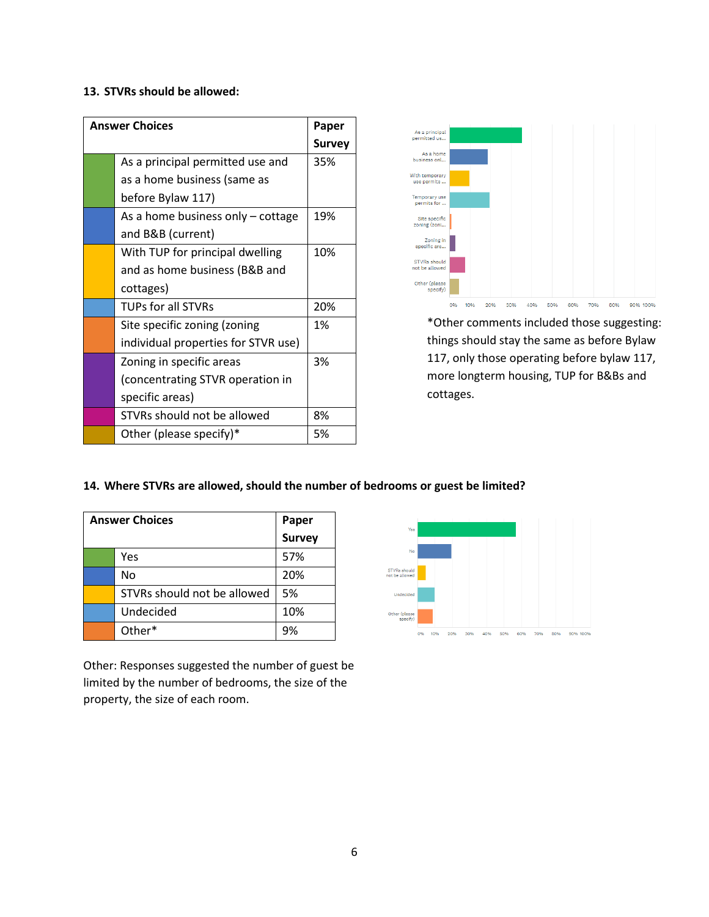**13. STVRs should be allowed:**

| Answer Choices | Paper Survey |
|---|---|
| As a principal permitted use and as a home business (same as before Bylaw 117) | 35% |
| As a home business only – cottage and B&B (current) | 19% |
| With TUP for principal dwelling and as home business (B&B and cottages) | 10% |
| TUPs for all STVRs | 20% |
| Site specific zoning (zoning individual properties for STVR use) | 1% |
| Zoning in specific areas (concentrating STVR operation in specific areas) | 3% |
| STVRs should not be allowed | 8% |
| Other (please specify)* | 5% |

*Other comments included those suggesting: things should stay the same as before Bylaw 117, only those operating before bylaw 117, more longterm housing, TUP for B&Bs and cottages.

**14. Where STVRs are allowed, should the number of bedrooms or guest be limited?**

| Answer Choices | Paper Survey |
|---|---|
| Yes | 57% |
| No | 20% |
| STVRs should not be allowed | 5% |
| Undecided | 10% |
| Other* | 9% |

Other: Responses suggested the number of guest be limited by the number of bedrooms, the size of the property, the size of each room.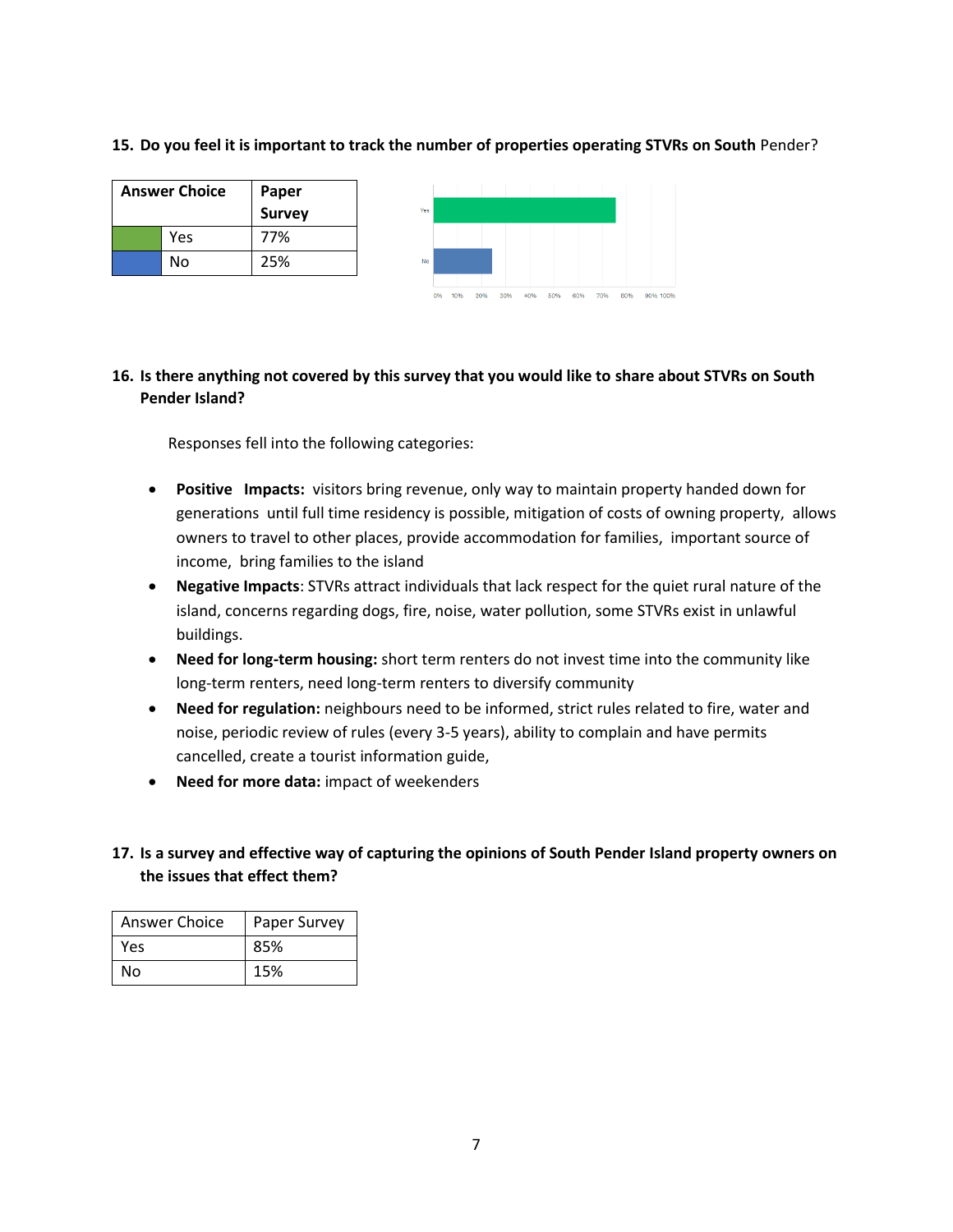**15. Do you feel it is important to track the number of properties operating STVRs on South** Pender?

| Answer Choice | | Paper Survey |
|---|---|---|
| | Yes | 77% |
| | No | 25% |

Yes

No

0% 10% 20% 30% 40% 50% 60% 70% 80% 90% 100%

**16. Is there anything not covered by this survey that you would like to share about STVRs on South Pender Island?**

Responses fell into the following categories:

- **Positive Impacts:** visitors bring revenue, only way to maintain property handed down for generations until full time residency is possible, mitigation of costs of owning property, allows owners to travel to other places, provide accommodation for families, important source of income, bring families to the island
- **Negative Impacts**: STVRs attract individuals that lack respect for the quiet rural nature of the island, concerns regarding dogs, fire, noise, water pollution, some STVRs exist in unlawful buildings.
- **Need for long-term housing:** short term renters do not invest time into the community like long-term renters, need long-term renters to diversify community
- **Need for regulation:** neighbours need to be informed, strict rules related to fire, water and noise, periodic review of rules (every 3-5 years), ability to complain and have permits cancelled, create a tourist information guide,
- **Need for more data:** impact of weekenders

**17. Is a survey and effective way of capturing the opinions of South Pender Island property owners on the issues that effect them?**

| Answer Choice | Paper Survey |
|---|---|
| Yes | 85% |
| No | 15% |